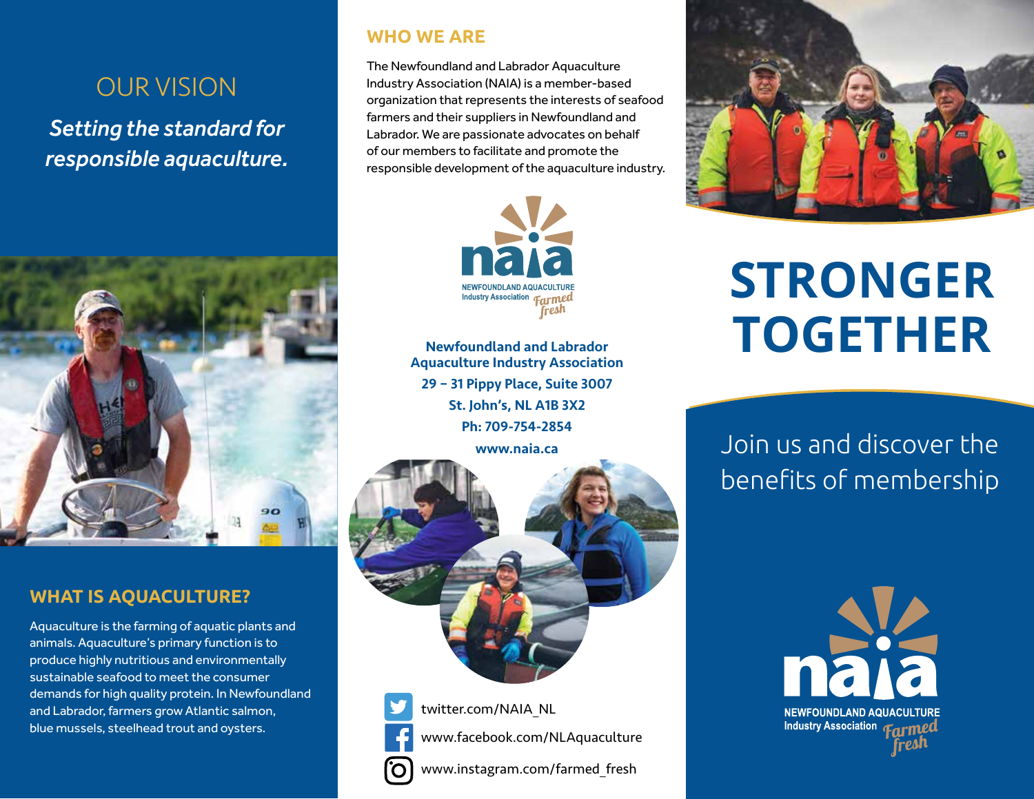## OUR VISION

*Setting the standard for responsible aquaculture.*

## WHAT IS AQUACULTURE?

Aquaculture is the farming of aquatic plants and animals. Aquaculture's primary function is to produce highly nutritious and environmentally sustainable seafood to meet the consumer demands for high quality protein. In Newfoundland and Labrador, farmers grow Atlantic salmon, blue mussels, steelhead trout and oysters.

## WHO WE ARE

The Newfoundland and Labrador Aquaculture Industry Association (NAIA) is a member-based organization that represents the interests of seafood farmers and their suppliers in Newfoundland and Labrador. We are passionate advocates on behalf of our members to facilitate and promote the responsible development of the aquaculture industry.

naia
NEWFOUNDLAND AQUACULTURE
Industry Association
Farmed fresh

**Newfoundland and Labrador Aquaculture Industry Association**
**29 – 31 Pippy Place, Suite 3007**
**St. John's, NL A1B 3X2**
**Ph: 709-754-2854**
**www.naia.ca**

twitter.com/NAIA_NL
www.facebook.com/NLAquaculture
www.instagram.com/farmed_fresh

# STRONGER TOGETHER

Join us and discover the benefits of membership

naia
NEWFOUNDLAND AQUACULTURE
Industry Association
Farmed fresh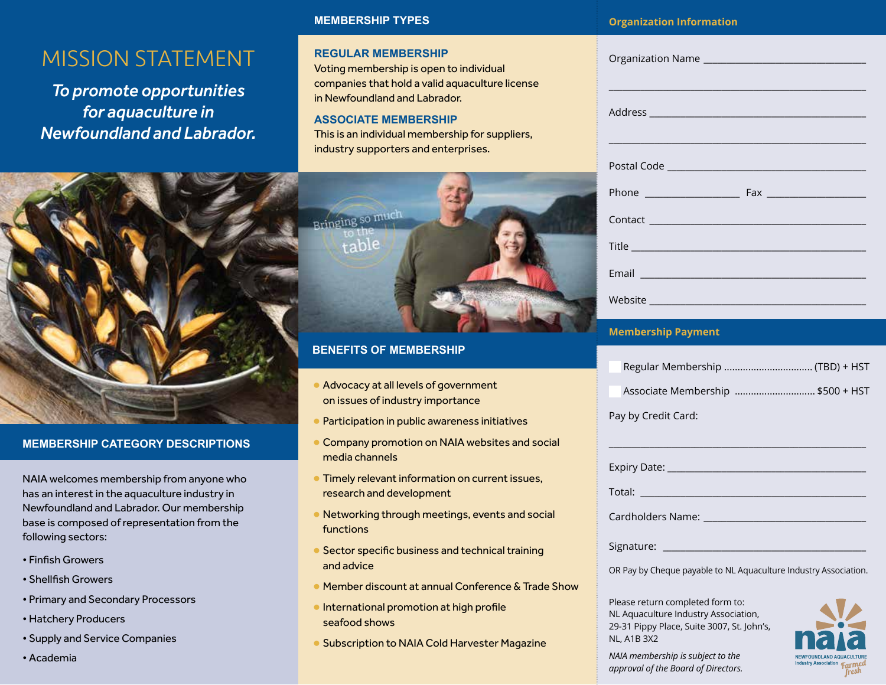# MISSION STATEMENT

***To promote opportunities for aquaculture in Newfoundland and Labrador.***

## MEMBERSHIP CATEGORY DESCRIPTIONS

NAIA welcomes membership from anyone who has an interest in the aquaculture industry in Newfoundland and Labrador. Our membership base is composed of representation from the following sectors:

- Finfish Growers
- Shellfish Growers
- Primary and Secondary Processors
- Hatchery Producers
- Supply and Service Companies
- Academia

## MEMBERSHIP TYPES

### REGULAR MEMBERSHIP

Voting membership is open to individual companies that hold a valid aquaculture license in Newfoundland and Labrador.

### ASSOCIATE MEMBERSHIP

This is an individual membership for suppliers, industry supporters and enterprises.

Bringing so much to the table

## BENEFITS OF MEMBERSHIP

- Advocacy at all levels of government on issues of industry importance
- Participation in public awareness initiatives
- Company promotion on NAIA websites and social media channels
- Timely relevant information on current issues, research and development
- Networking through meetings, events and social functions
- Sector specific business and technical training and advice
- Member discount at annual Conference & Trade Show
- International promotion at high profile seafood shows
- Subscription to NAIA Cold Harvester Magazine

## Organization Information

Organization Name ______________________________

______________________________

Address ______________________________

______________________________

Postal Code ______________________________

Phone ________________ Fax ________________

Contact ______________________________

Title ______________________________

Email ______________________________

Website ______________________________

## Membership Payment

☐ Regular Membership ................................ (TBD) + HST

☐ Associate Membership ............................. $500 + HST

Pay by Credit Card:

______________________________

Expiry Date: ______________________________

Total: ______________________________

Cardholders Name: ______________________________

Signature: ______________________________

OR Pay by Cheque payable to NL Aquaculture Industry Association.

Please return completed form to:
NL Aquaculture Industry Association,
29-31 Pippy Place, Suite 3007, St. John's,
NL, A1B 3X2

*NAIA membership is subject to the approval of the Board of Directors.*

naia
NEWFOUNDLAND AQUACULTURE Industry Association
Farmed fresh